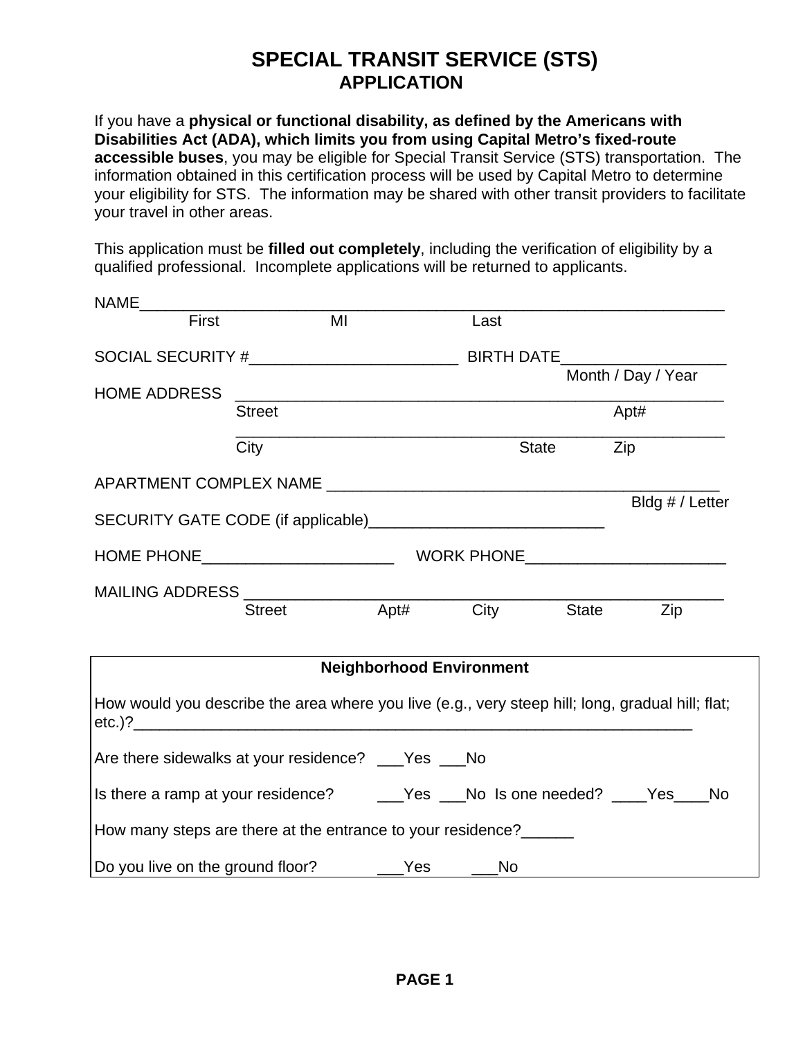# SPECIAL TRANSIT SERVICE (STS)
## APPLICATION

If you have a **physical or functional disability, as defined by the Americans with Disabilities Act (ADA), which limits you from using Capital Metro's fixed-route accessible buses**, you may be eligible for Special Transit Service (STS) transportation. The information obtained in this certification process will be used by Capital Metro to determine your eligibility for STS. The information may be shared with other transit providers to facilitate your travel in other areas.

This application must be **filled out completely**, including the verification of eligibility by a qualified professional. Incomplete applications will be returned to applicants.

NAME_______________________________________________________________________
First MI Last

SOCIAL SECURITY #________________________ BIRTH DATE___________________
Month / Day / Year

HOME ADDRESS ___________________________________________________________
Street Apt#

___________________________________________________________
City State Zip

APARTMENT COMPLEX NAME _____________________________________________
Bldg # / Letter

SECURITY GATE CODE (if applicable)__________________________

HOME PHONE______________________ WORK PHONE_______________________

MAILING ADDRESS _______________________________________________________
Street Apt# City State Zip

**Neighborhood Environment**

How would you describe the area where you live (e.g., very steep hill; long, gradual hill; flat; etc.)?____________________________________________________________________

Are there sidewalks at your residence? ___Yes ___No

Is there a ramp at your residence? ___Yes ___No Is one needed? ____Yes____No

How many steps are there at the entrance to your residence?______

Do you live on the ground floor? ___Yes ___No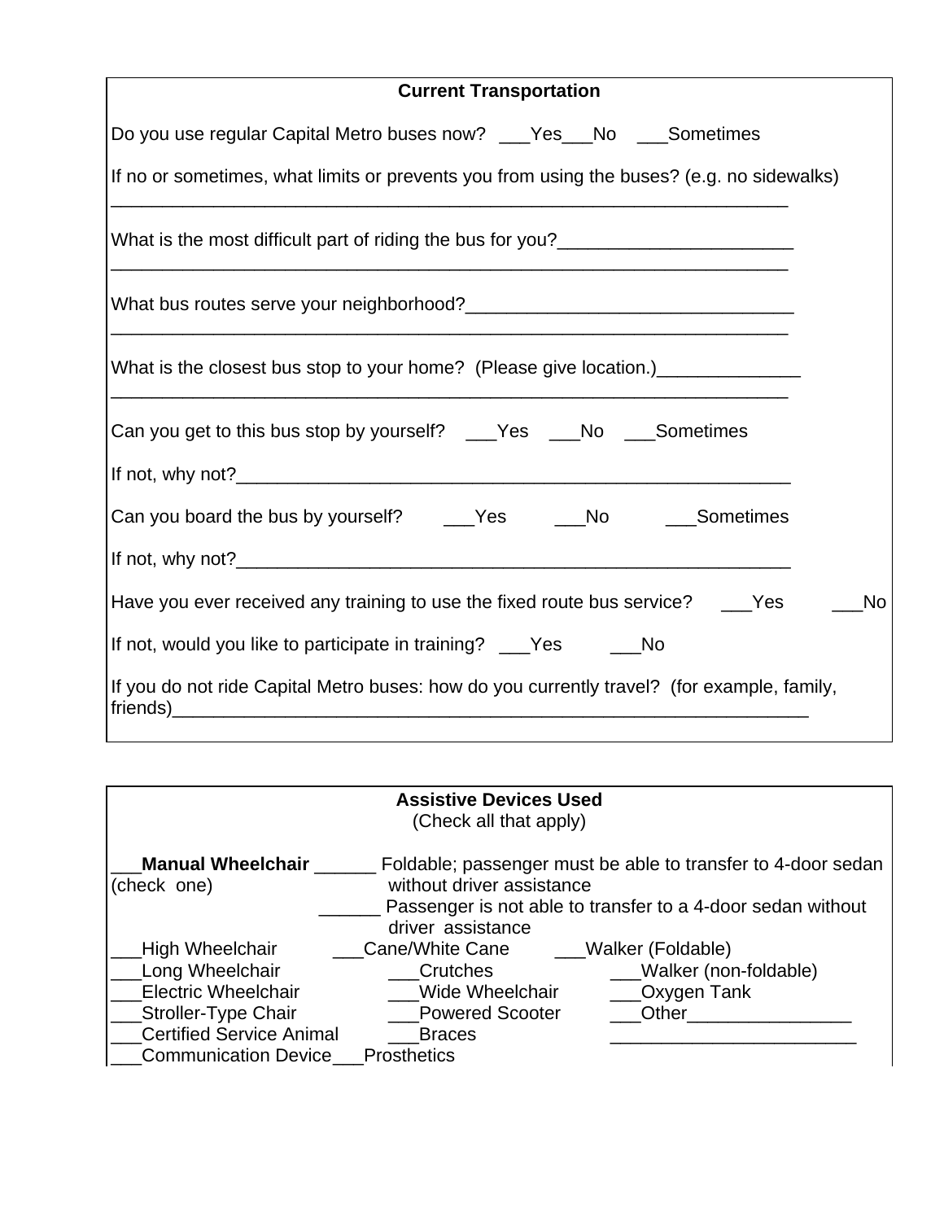## Current Transportation

Do you use regular Capital Metro buses now? ___Yes___No ___Sometimes

If no or sometimes, what limits or prevents you from using the buses? (e.g. no sidewalks)
_________________________________________________________________

What is the most difficult part of riding the bus for you?_______________________
_________________________________________________________________

What bus routes serve your neighborhood?________________________________
_________________________________________________________________

What is the closest bus stop to your home? (Please give location.)______________
_________________________________________________________________

Can you get to this bus stop by yourself? ___Yes ___No ___Sometimes

If not, why not?________________________________________________________

Can you board the bus by yourself? ___Yes ___No ___Sometimes

If not, why not?________________________________________________________

Have you ever received any training to use the fixed route bus service? ___Yes ___No

If not, would you like to participate in training? ___Yes ___No

If you do not ride Capital Metro buses: how do you currently travel? (for example, family, friends)_________________________________________________________________

## Assistive Devices Used

(Check all that apply)

___**Manual Wheelchair** (check one)
- ______ Foldable; passenger must be able to transfer to 4-door sedan without driver assistance
- ______ Passenger is not able to transfer to a 4-door sedan without driver assistance

___High Wheelchair
___Long Wheelchair
___Electric Wheelchair
___Stroller-Type Chair
___Certified Service Animal
___Communication Device
___Cane/White Cane
___Crutches
___Wide Wheelchair
___Powered Scooter
___Braces
___Prosthetics
___Walker (Foldable)
___Walker (non-foldable)
___Oxygen Tank
___Other________________
________________________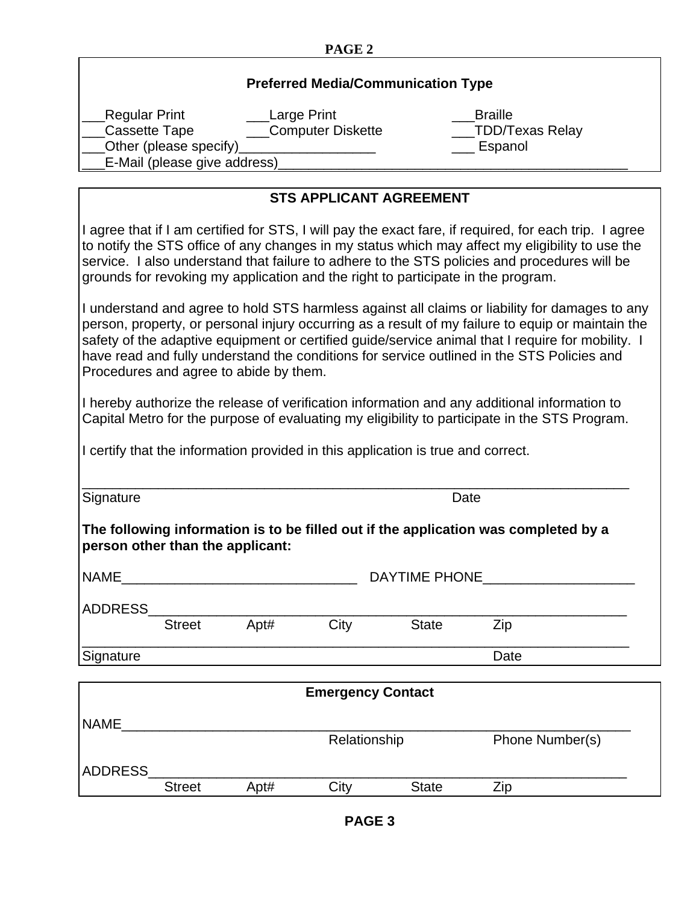### Preferred Media/Communication Type

___Regular Print ___Large Print ___Braille
___Cassette Tape ___Computer Diskette ___TDD/Texas Relay
___Other (please specify)__________________ ___ Espanol
___E-Mail (please give address)_________________________________________________

### STS APPLICANT AGREEMENT

I agree that if I am certified for STS, I will pay the exact fare, if required, for each trip. I agree to notify the STS office of any changes in my status which may affect my eligibility to use the service. I also understand that failure to adhere to the STS policies and procedures will be grounds for revoking my application and the right to participate in the program.

I understand and agree to hold STS harmless against all claims or liability for damages to any person, property, or personal injury occurring as a result of my failure to equip or maintain the safety of the adaptive equipment or certified guide/service animal that I require for mobility. I have read and fully understand the conditions for service outlined in the STS Policies and Procedures and agree to abide by them.

I hereby authorize the release of verification information and any additional information to Capital Metro for the purpose of evaluating my eligibility to participate in the STS Program.

I certify that the information provided in this application is true and correct.

_____________________________________________________________________________
Signature Date

**The following information is to be filled out if the application was completed by a person other than the applicant:**

NAME________________________________ DAYTIME PHONE____________________

ADDRESS_____________________________________________________________
Street Apt# City State Zip

_____________________________________________________________________________
Signature Date

### Emergency Contact

NAME______________________________________________________________________
Relationship Phone Number(s)

ADDRESS_____________________________________________________________
Street Apt# City State Zip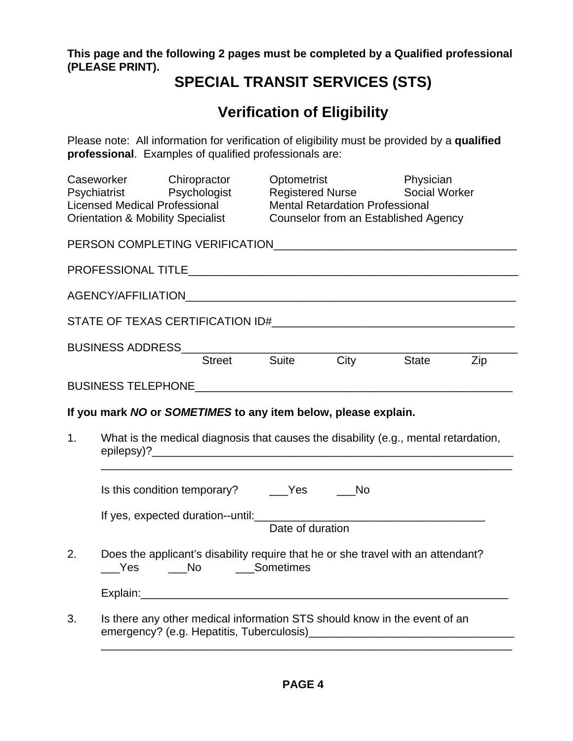**This page and the following 2 pages must be completed by a Qualified professional (PLEASE PRINT).**

# SPECIAL TRANSIT SERVICES (STS)

## Verification of Eligibility

Please note: All information for verification of eligibility must be provided by a **qualified professional**. Examples of qualified professionals are:

| | | | |
|---|---|---|---|
| Caseworker | Chiropractor | Optometrist | Physician |
| Psychiatrist | Psychologist | Registered Nurse | Social Worker |
| Licensed Medical Professional | | Mental Retardation Professional | |
| Orientation & Mobility Specialist | | Counselor from an Established Agency | |

PERSON COMPLETING VERIFICATION_______________________________________

PROFESSIONAL TITLE_____________________________________________________

AGENCY/AFFILIATION_____________________________________________________

STATE OF TEXAS CERTIFICATION ID#______________________________________

BUSINESS ADDRESS_______________________________________________________
Street   Suite   City   State   Zip

BUSINESS TELEPHONE_____________________________________________________

**If you mark *NO* or *SOMETIMES* to any item below, please explain.**

1. What is the medical diagnosis that causes the disability (e.g., mental retardation, epilepsy)?______________________________________________________________
_____________________________________________________________________

   Is this condition temporary? ___Yes ___No

   If yes, expected duration--until:_____________________________________
   Date of duration

2. Does the applicant's disability require that he or she travel with an attendant?
   ___Yes ___No ___Sometimes

   Explain:_______________________________________________________________

3. Is there any other medical information STS should know in the event of an emergency? (e.g. Hepatitis, Tuberculosis)_________________________________
_____________________________________________________________________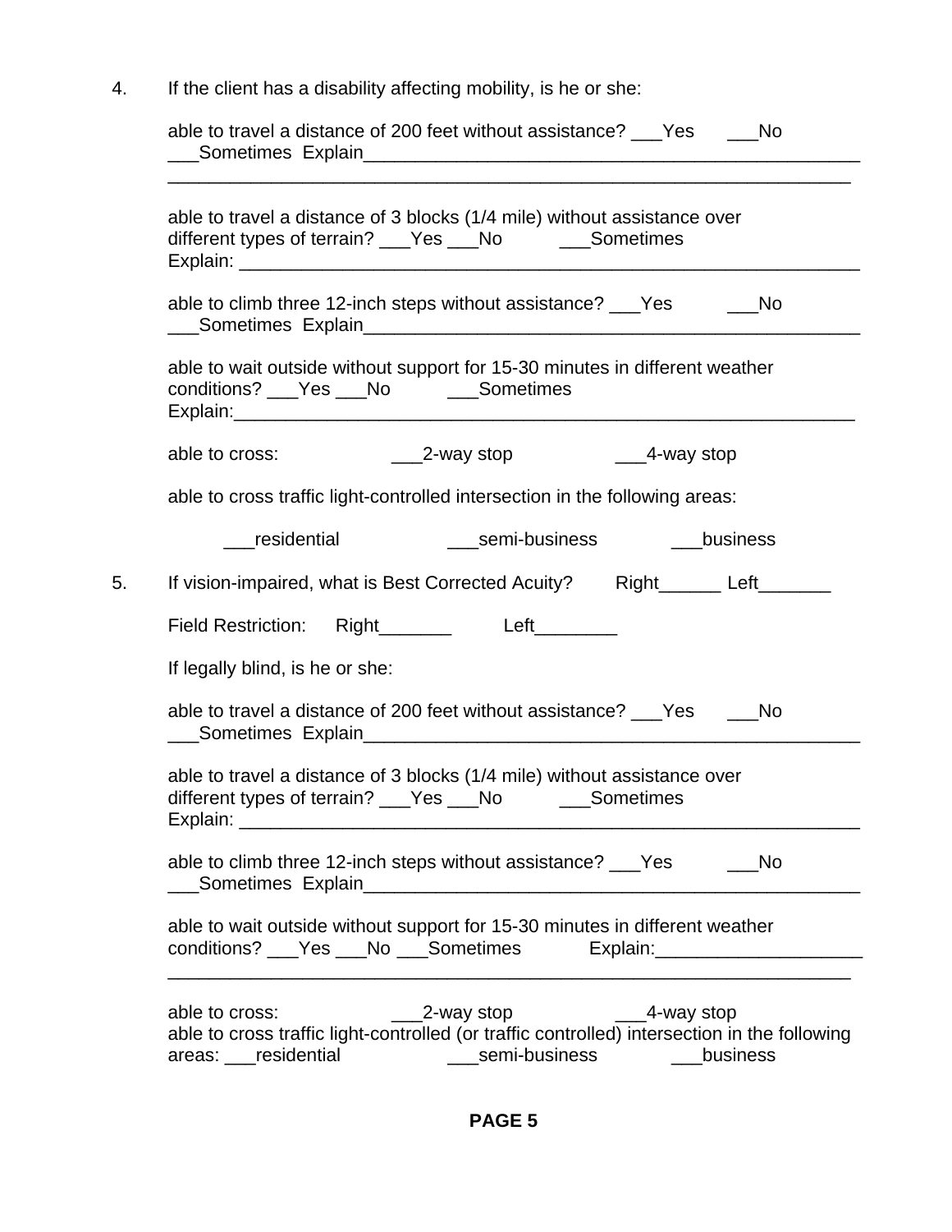4. If the client has a disability affecting mobility, is he or she:

   able to travel a distance of 200 feet without assistance? ___Yes ___No ___Sometimes Explain_______________________________________________
   _______________________________________________________________

   able to travel a distance of 3 blocks (1/4 mile) without assistance over different types of terrain? ___Yes ___No ___Sometimes
   Explain: _______________________________________________________

   able to climb three 12-inch steps without assistance? ___Yes ___No ___Sometimes Explain_______________________________________________

   able to wait outside without support for 15-30 minutes in different weather conditions? ___Yes ___No ___Sometimes
   Explain:________________________________________________________

   able to cross: ___2-way stop ___4-way stop

   able to cross traffic light-controlled intersection in the following areas:

   ___residential ___semi-business ___business

5. If vision-impaired, what is Best Corrected Acuity? Right______ Left_______

   Field Restriction: Right_______ Left________

   If legally blind, is he or she:

   able to travel a distance of 200 feet without assistance? ___Yes ___No ___Sometimes Explain_______________________________________________

   able to travel a distance of 3 blocks (1/4 mile) without assistance over different types of terrain? ___Yes ___No ___Sometimes
   Explain: _______________________________________________________

   able to climb three 12-inch steps without assistance? ___Yes ___No ___Sometimes Explain_______________________________________________

   able to wait outside without support for 15-30 minutes in different weather conditions? ___Yes ___No ___Sometimes Explain:___________________
   _______________________________________________________________

   able to cross: ___2-way stop ___4-way stop
   able to cross traffic light-controlled (or traffic controlled) intersection in the following areas: ___residential ___semi-business ___business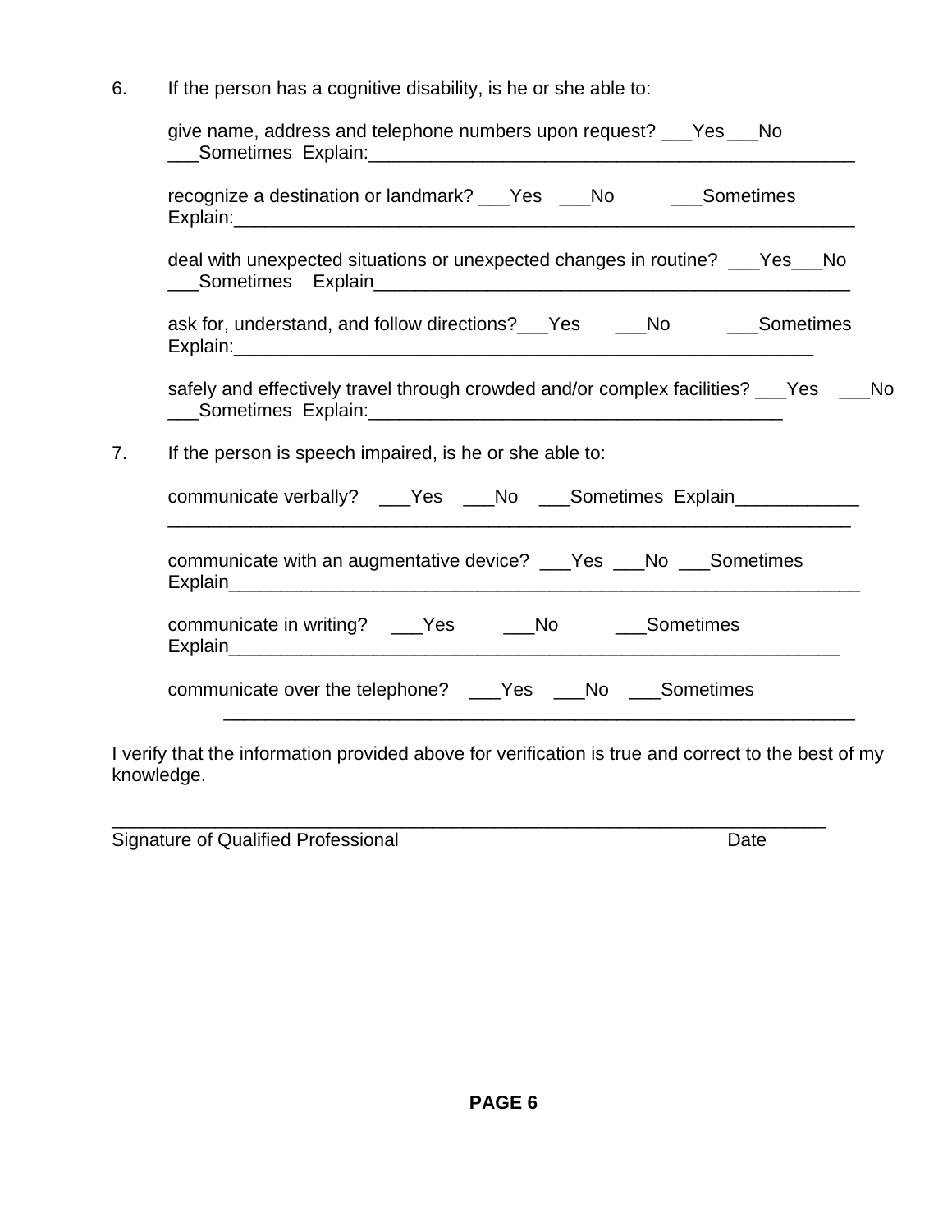6. If the person has a cognitive disability, is he or she able to:

   give name, address and telephone numbers upon request? ___Yes ___No ___Sometimes Explain:_______________________________________________

   recognize a destination or landmark? ___Yes ___No ___Sometimes Explain:_______________________________________________

   deal with unexpected situations or unexpected changes in routine? ___Yes___No ___Sometimes Explain_______________________________________________

   ask for, understand, and follow directions?___Yes ___No ___Sometimes Explain:_______________________________________________

   safely and effectively travel through crowded and/or complex facilities? ___Yes ___No ___Sometimes Explain:_______________________________________________

7. If the person is speech impaired, is he or she able to:

   communicate verbally? ___Yes ___No ___Sometimes Explain____________ _______________________________________________

   communicate with an augmentative device? ___Yes ___No ___Sometimes Explain_______________________________________________

   communicate in writing? ___Yes ___No ___Sometimes Explain_______________________________________________

   communicate over the telephone? ___Yes ___No ___Sometimes _______________________________________________

I verify that the information provided above for verification is true and correct to the best of my knowledge.

_______________________________________________________________

Signature of Qualified Professional Date